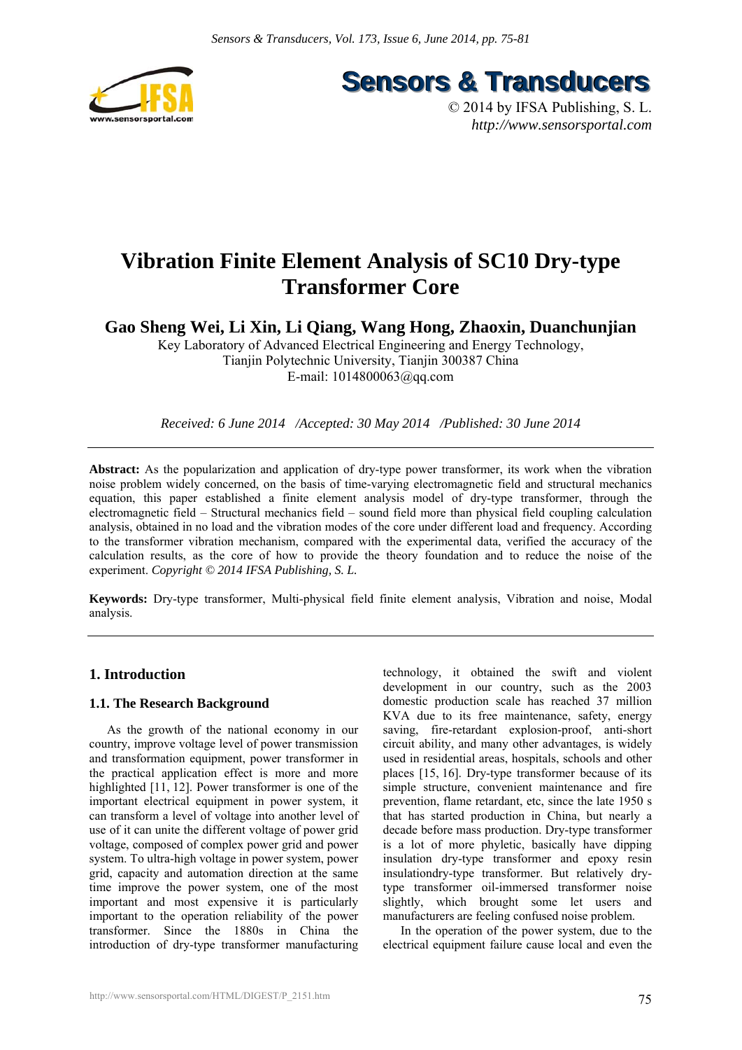# Vibration Finite Element Analysis of SC10 Dry-type Transformer Core

**Gao Sheng Wei, Li Xin, Li Qiang, Wang Hong, Zhaoxin, Duanchunjian**

Key Laboratory of Advanced Electrical Engineering and Energy Technology,
Tianjin Polytechnic University, Tianjin 300387 China
E-mail: 1014800063@qq.com

*Received: 6 June 2014 /Accepted: 30 May 2014 /Published: 30 June 2014*

**Abstract:** As the popularization and application of dry-type power transformer, its work when the vibration noise problem widely concerned, on the basis of time-varying electromagnetic field and structural mechanics equation, this paper established a finite element analysis model of dry-type transformer, through the electromagnetic field – Structural mechanics field – sound field more than physical field coupling calculation analysis, obtained in no load and the vibration modes of the core under different load and frequency. According to the transformer vibration mechanism, compared with the experimental data, verified the accuracy of the calculation results, as the core of how to provide the theory foundation and to reduce the noise of the experiment. *Copyright © 2014 IFSA Publishing, S. L.*

**Keywords:** Dry-type transformer, Multi-physical field finite element analysis, Vibration and noise, Modal analysis.

## 1. Introduction

### 1.1. The Research Background

As the growth of the national economy in our country, improve voltage level of power transmission and transformation equipment, power transformer in the practical application effect is more and more highlighted [11, 12]. Power transformer is one of the important electrical equipment in power system, it can transform a level of voltage into another level of use of it can unite the different voltage of power grid voltage, composed of complex power grid and power system. To ultra-high voltage in power system, power grid, capacity and automation direction at the same time improve the power system, one of the most important and most expensive it is particularly important to the operation reliability of the power transformer. Since the 1880s in China the introduction of dry-type transformer manufacturing technology, it obtained the swift and violent development in our country, such as the 2003 domestic production scale has reached 37 million KVA due to its free maintenance, safety, energy saving, fire-retardant explosion-proof, anti-short circuit ability, and many other advantages, is widely used in residential areas, hospitals, schools and other places [15, 16]. Dry-type transformer because of its simple structure, convenient maintenance and fire prevention, flame retardant, etc, since the late 1950 s that has started production in China, but nearly a decade before mass production. Dry-type transformer is a lot of more phyletic, basically have dipping insulation dry-type transformer and epoxy resin insulationdry-type transformer. But relatively dry-type transformer oil-immersed transformer noise slightly, which brought some let users and manufacturers are feeling confused noise problem.

In the operation of the power system, due to the electrical equipment failure cause local and even the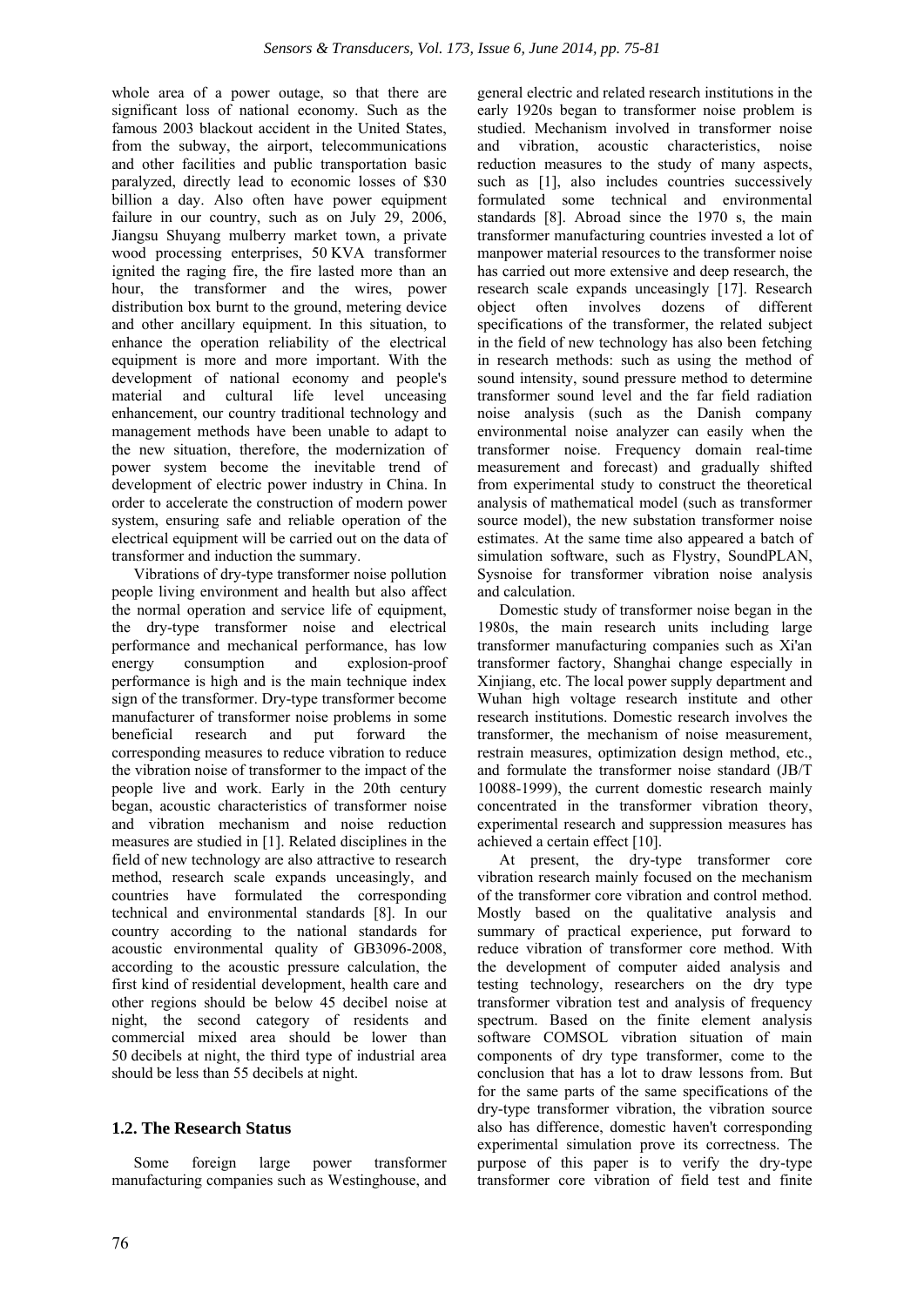whole area of a power outage, so that there are significant loss of national economy. Such as the famous 2003 blackout accident in the United States, from the subway, the airport, telecommunications and other facilities and public transportation basic paralyzed, directly lead to economic losses of $30 billion a day. Also often have power equipment failure in our country, such as on July 29, 2006, Jiangsu Shuyang mulberry market town, a private wood processing enterprises, 50 KVA transformer ignited the raging fire, the fire lasted more than an hour, the transformer and the wires, power distribution box burnt to the ground, metering device and other ancillary equipment. In this situation, to enhance the operation reliability of the electrical equipment is more and more important. With the development of national economy and people's material and cultural life level unceasing enhancement, our country traditional technology and management methods have been unable to adapt to the new situation, therefore, the modernization of power system become the inevitable trend of development of electric power industry in China. In order to accelerate the construction of modern power system, ensuring safe and reliable operation of the electrical equipment will be carried out on the data of transformer and induction the summary.

Vibrations of dry-type transformer noise pollution people living environment and health but also affect the normal operation and service life of equipment, the dry-type transformer noise and electrical performance and mechanical performance, has low energy consumption and explosion-proof performance is high and is the main technique index sign of the transformer. Dry-type transformer become manufacturer of transformer noise problems in some beneficial research and put forward the corresponding measures to reduce vibration to reduce the vibration noise of transformer to the impact of the people live and work. Early in the 20th century began, acoustic characteristics of transformer noise and vibration mechanism and noise reduction measures are studied in [1]. Related disciplines in the field of new technology are also attractive to research method, research scale expands unceasingly, and countries have formulated the corresponding technical and environmental standards [8]. In our country according to the national standards for acoustic environmental quality of GB3096-2008, according to the acoustic pressure calculation, the first kind of residential development, health care and other regions should be below 45 decibel noise at night, the second category of residents and commercial mixed area should be lower than 50 decibels at night, the third type of industrial area should be less than 55 decibels at night.

## 1.2. The Research Status

Some foreign large power transformer manufacturing companies such as Westinghouse, and general electric and related research institutions in the early 1920s began to transformer noise problem is studied. Mechanism involved in transformer noise and vibration, acoustic characteristics, noise reduction measures to the study of many aspects, such as [1], also includes countries successively formulated some technical and environmental standards [8]. Abroad since the 1970 s, the main transformer manufacturing countries invested a lot of manpower material resources to the transformer noise has carried out more extensive and deep research, the research scale expands unceasingly [17]. Research object often involves dozens of different specifications of the transformer, the related subject in the field of new technology has also been fetching in research methods: such as using the method of sound intensity, sound pressure method to determine transformer sound level and the far field radiation noise analysis (such as the Danish company environmental noise analyzer can easily when the transformer noise. Frequency domain real-time measurement and forecast) and gradually shifted from experimental study to construct the theoretical analysis of mathematical model (such as transformer source model), the new substation transformer noise estimates. At the same time also appeared a batch of simulation software, such as Flystry, SoundPLAN, Sysnoise for transformer vibration noise analysis and calculation.

Domestic study of transformer noise began in the 1980s, the main research units including large transformer manufacturing companies such as Xi'an transformer factory, Shanghai change especially in Xinjiang, etc. The local power supply department and Wuhan high voltage research institute and other research institutions. Domestic research involves the transformer, the mechanism of noise measurement, restrain measures, optimization design method, etc., and formulate the transformer noise standard (JB/T 10088-1999), the current domestic research mainly concentrated in the transformer vibration theory, experimental research and suppression measures has achieved a certain effect [10].

At present, the dry-type transformer core vibration research mainly focused on the mechanism of the transformer core vibration and control method. Mostly based on the qualitative analysis and summary of practical experience, put forward to reduce vibration of transformer core method. With the development of computer aided analysis and testing technology, researchers on the dry type transformer vibration test and analysis of frequency spectrum. Based on the finite element analysis software COMSOL vibration situation of main components of dry type transformer, come to the conclusion that has a lot to draw lessons from. But for the same parts of the same specifications of the dry-type transformer vibration, the vibration source also has difference, domestic haven't corresponding experimental simulation prove its correctness. The purpose of this paper is to verify the dry-type transformer core vibration of field test and finite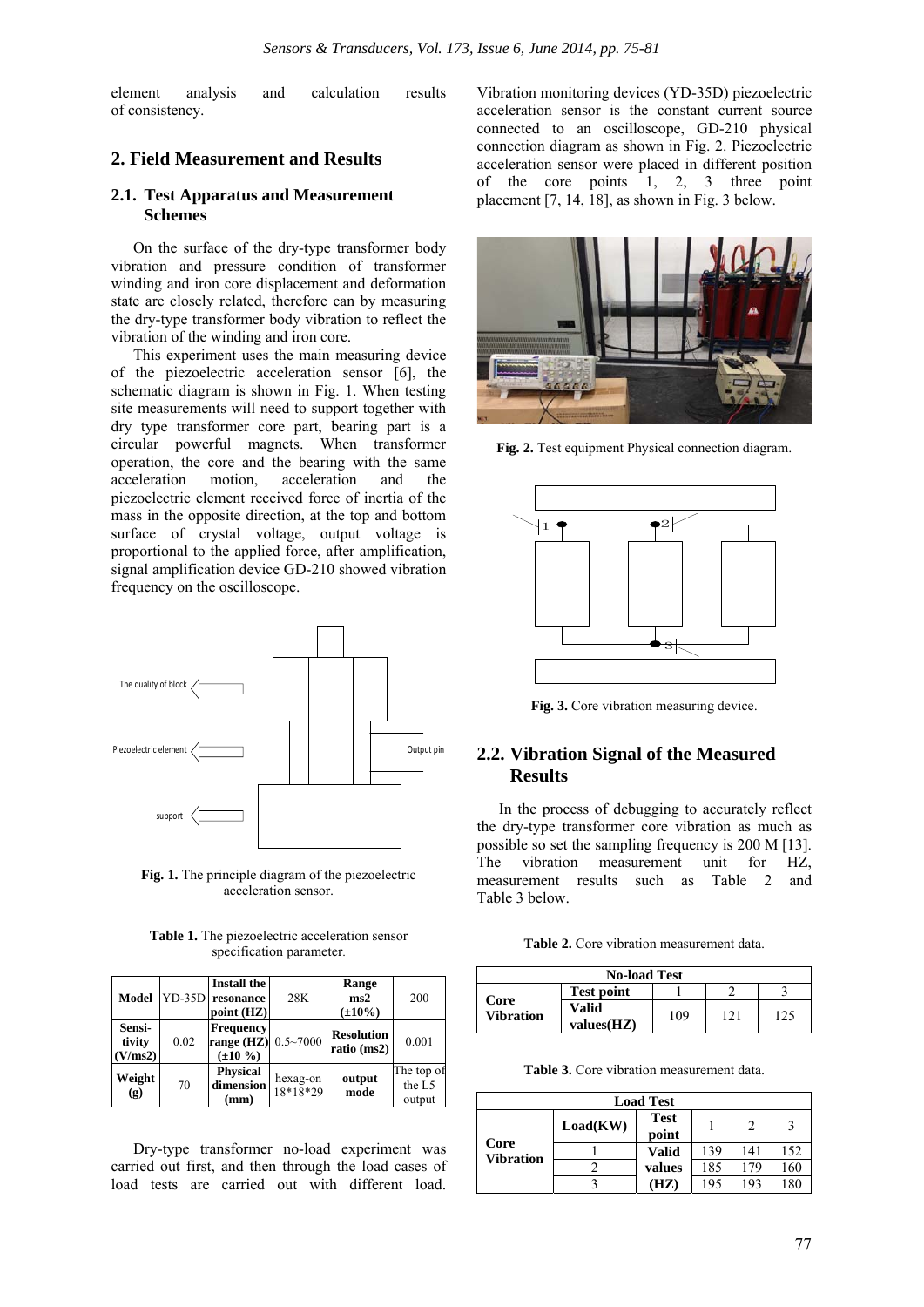element analysis and calculation results of consistency.

## 2. Field Measurement and Results

### 2.1. Test Apparatus and Measurement Schemes

On the surface of the dry-type transformer body vibration and pressure condition of transformer winding and iron core displacement and deformation state are closely related, therefore can by measuring the dry-type transformer body vibration to reflect the vibration of the winding and iron core.

This experiment uses the main measuring device of the piezoelectric acceleration sensor [6], the schematic diagram is shown in Fig. 1. When testing site measurements will need to support together with dry type transformer core part, bearing part is a circular powerful magnets. When transformer operation, the core and the bearing with the same acceleration motion, acceleration and the piezoelectric element received force of inertia of the mass in the opposite direction, at the top and bottom surface of crystal voltage, output voltage is proportional to the applied force, after amplification, signal amplification device GD-210 showed vibration frequency on the oscilloscope.

**Fig. 1.** The principle diagram of the piezoelectric acceleration sensor.

**Table 1.** The piezoelectric acceleration sensor specification parameter.

| Model | YD-35D | Install the resonance point (HZ) | 28K | Range ms2 (±10%) | 200 |
|---|---|---|---|---|---|
| Sensitivity (V/ms2) | 0.02 | Frequency range (HZ) (±10 %) | 0.5~7000 | Resolution ratio (ms2) | 0.001 |
| Weight (g) | 70 | Physical dimension (mm) | hexag-on 18*18*29 | output mode | The top of the L5 output |

Dry-type transformer no-load experiment was carried out first, and then through the load cases of load tests are carried out with different load. Vibration monitoring devices (YD-35D) piezoelectric acceleration sensor is the constant current source connected to an oscilloscope, GD-210 physical connection diagram as shown in Fig. 2. Piezoelectric acceleration sensor were placed in different position of the core points 1, 2, 3 three point placement [7, 14, 18], as shown in Fig. 3 below.

**Fig. 2.** Test equipment Physical connection diagram.

**Fig. 3.** Core vibration measuring device.

### 2.2. Vibration Signal of the Measured Results

In the process of debugging to accurately reflect the dry-type transformer core vibration as much as possible so set the sampling frequency is 200 M [13]. The vibration measurement unit for HZ, measurement results such as Table 2 and Table 3 below.

**Table 2.** Core vibration measurement data.

| No-load Test | | | | |
|---|---|---|---|---|
| Core Vibration | Test point | 1 | 2 | 3 |
| | Valid values(HZ) | 109 | 121 | 125 |

**Table 3.** Core vibration measurement data.

| Load Test | | | | | |
|---|---|---|---|---|---|
| Core Vibration | Load(KW) | Test point | 1 | 2 | 3 |
| | 1 | Valid values (HZ) | 139 | 141 | 152 |
| | 2 | | 185 | 179 | 160 |
| | 3 | | 195 | 193 | 180 |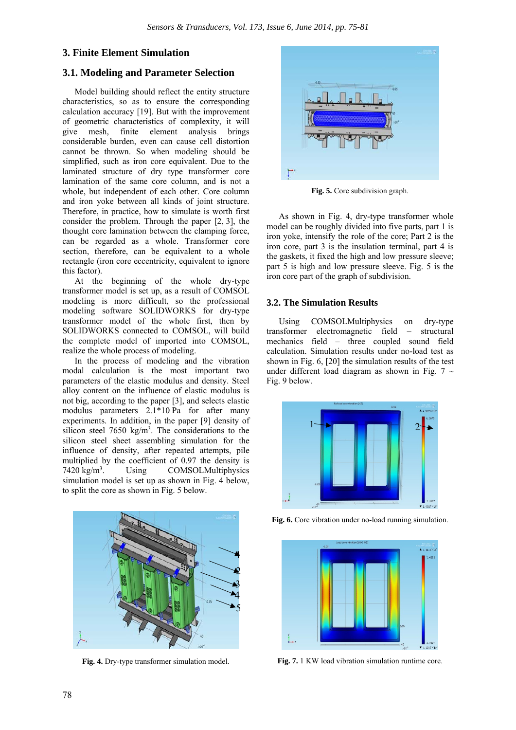## 3. Finite Element Simulation

### 3.1. Modeling and Parameter Selection

Model building should reflect the entity structure characteristics, so as to ensure the corresponding calculation accuracy [19]. But with the improvement of geometric characteristics of complexity, it will give mesh, finite element analysis brings considerable burden, even can cause cell distortion cannot be thrown. So when modeling should be simplified, such as iron core equivalent. Due to the laminated structure of dry type transformer core lamination of the same core column, and is not a whole, but independent of each other. Core column and iron yoke between all kinds of joint structure. Therefore, in practice, how to simulate is worth first consider the problem. Through the paper [2, 3], the thought core lamination between the clamping force, can be regarded as a whole. Transformer core section, therefore, can be equivalent to a whole rectangle (iron core eccentricity, equivalent to ignore this factor).

At the beginning of the whole dry-type transformer model is set up, as a result of COMSOL modeling is more difficult, so the professional modeling software SOLIDWORKS for dry-type transformer model of the whole first, then by SOLIDWORKS connected to COMSOL, will build the complete model of imported into COMSOL, realize the whole process of modeling.

In the process of modeling and the vibration modal calculation is the most important two parameters of the elastic modulus and density. Steel alloy content on the influence of elastic modulus is not big, according to the paper [3], and selects elastic modulus parameters 2.1*10 Pa for many experiments. In addition, in the paper [9] density of silicon steel 7650 kg/m$^3$. The considerations to the silicon steel sheet assembling simulation for the influence of density, after repeated attempts, pile multiplied by the coefficient of 0.97 the density is 7420 kg/m$^3$. Using COMSOLMultiphysics simulation model is set up as shown in Fig. 4 below, to split the core as shown in Fig. 5 below.

**Fig. 4.** Dry-type transformer simulation model.

**Fig. 5.** Core subdivision graph.

As shown in Fig. 4, dry-type transformer whole model can be roughly divided into five parts, part 1 is iron yoke, intensify the role of the core; Part 2 is the iron core, part 3 is the insulation terminal, part 4 is the gaskets, it fixed the high and low pressure sleeve; part 5 is high and low pressure sleeve. Fig. 5 is the iron core part of the graph of subdivision.

### 3.2. The Simulation Results

Using COMSOLMultiphysics on dry-type transformer electromagnetic field – structural mechanics field – three coupled sound field calculation. Simulation results under no-load test as shown in Fig. 6, [20] the simulation results of the test under different load diagram as shown in Fig. 7 ~ Fig. 9 below.

**Fig. 6.** Core vibration under no-load running simulation.

**Fig. 7.** 1 KW load vibration simulation runtime core.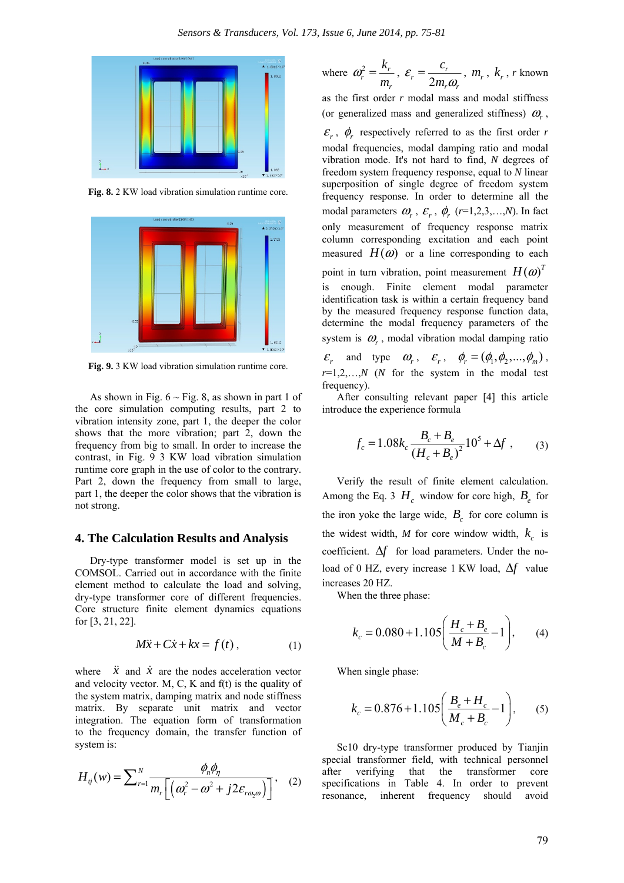Fig. 8. 2 KW load vibration simulation runtime core.

Fig. 9. 3 KW load vibration simulation runtime core.

As shown in Fig. 6 ~ Fig. 8, as shown in part 1 of the core simulation computing results, part 2 to vibration intensity zone, part 1, the deeper the color shows that the more vibration; part 2, down the frequency from big to small. In order to increase the contrast, in Fig. 9 3 KW load vibration simulation runtime core graph in the use of color to the contrary. Part 2, down the frequency from small to large, part 1, the deeper the color shows that the vibration is not strong.

## 4. The Calculation Results and Analysis

Dry-type transformer model is set up in the COMSOL. Carried out in accordance with the finite element method to calculate the load and solving, dry-type transformer core of different frequencies. Core structure finite element dynamics equations for [3, 21, 22].

$$M\ddot{x} + C\dot{x} + kx = f(t)\,, \tag{1}$$

where $\ddot{x}$ and $\dot{x}$ are the nodes acceleration vector and velocity vector. M, C, K and f(t) is the quality of the system matrix, damping matrix and node stiffness matrix. By separate unit matrix and vector integration. The equation form of transformation to the frequency domain, the transfer function of system is:

$$H_{ij}(w) = \sum_{r=1}^{N} \frac{\phi_n \phi_\eta}{m_r\left[\left(\omega_r^2 - \omega^2 + j2\varepsilon_{r\omega_2\omega}\right)\right]}, \tag{2}$$

where $\omega_r^2 = \dfrac{k_r}{m_r}$, $\varepsilon_r = \dfrac{c_r}{2m_r\omega_r}$, $m_r$, $k_r$, $r$ known as the first order $r$ modal mass and modal stiffness (or generalized mass and generalized stiffness) $\omega_r$, $\varepsilon_r$, $\phi_r$ respectively referred to as the first order $r$ modal frequencies, modal damping ratio and modal vibration mode. It's not hard to find, $N$ degrees of freedom system frequency response, equal to $N$ linear superposition of single degree of freedom system frequency response. In order to determine all the modal parameters $\omega_r$, $\varepsilon_r$, $\phi_r$ ($r$=1,2,3,…,$N$). In fact only measurement of frequency response matrix column corresponding excitation and each point measured $H(\omega)$ or a line corresponding to each point in turn vibration, point measurement $H(\omega)^T$ is enough. Finite element modal parameter identification task is within a certain frequency band by the measured frequency response function data, determine the modal frequency parameters of the system is $\omega_r$, modal vibration modal damping ratio $\varepsilon_r$ and type $\omega_r$, $\varepsilon_r$, $\phi_r = (\phi_1, \phi_2, \ldots, \phi_m)$, $r$=1,2,…,$N$ ($N$ for the system in the modal test frequency).

After consulting relevant paper [4] this article introduce the experience formula

$$f_c = 1.08k_c \frac{B_c + B_e}{(H_c + B_e)^2} 10^5 + \Delta f\,, \tag{3}$$

Verify the result of finite element calculation. Among the Eq. 3 $H_c$ window for core high, $B_e$ for the iron yoke the large wide, $B_c$ for core column is the widest width, $M$ for core window width, $k_c$ is coefficient. $\Delta f$ for load parameters. Under the no-load of 0 HZ, every increase 1 KW load, $\Delta f$ value increases 20 HZ.

When the three phase:

$$k_c = 0.080 + 1.105\left(\frac{H_c + B_e}{M + B_c} - 1\right), \tag{4}$$

When single phase:

$$k_c = 0.876 + 1.105\left(\frac{B_e + H_c}{M_c + B_c} - 1\right), \tag{5}$$

Sc10 dry-type transformer produced by Tianjin special transformer field, with technical personnel after verifying that the transformer core specifications in Table 4. In order to prevent resonance, inherent frequency should avoid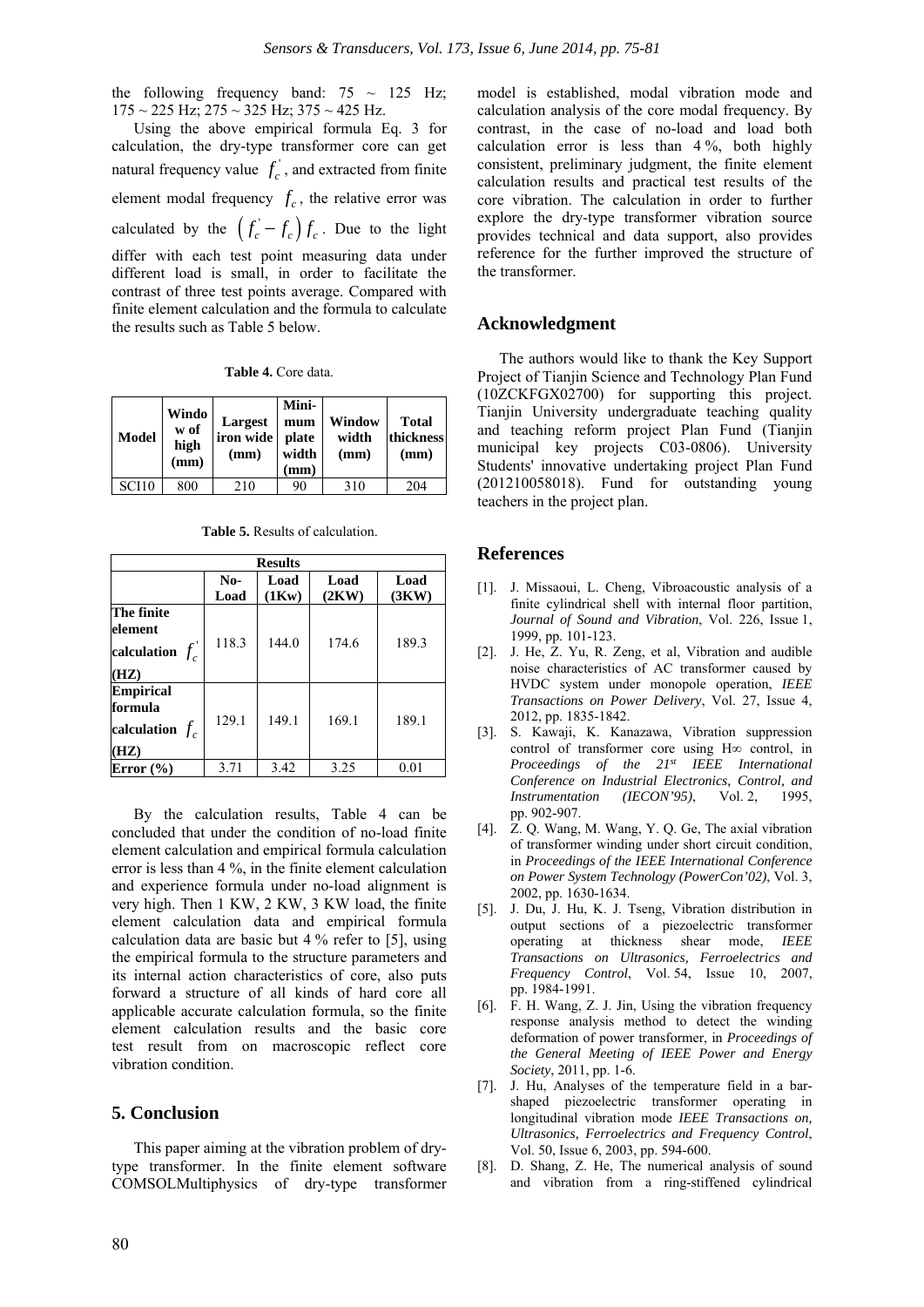the following frequency band: 75 ~ 125 Hz; 175 ~ 225 Hz; 275 ~ 325 Hz; 375 ~ 425 Hz.

Using the above empirical formula Eq. 3 for calculation, the dry-type transformer core can get natural frequency value $f_c^{'}$, and extracted from finite element modal frequency $f_c$, the relative error was calculated by the $\left(f_c^{'} - f_c\right) f_c$. Due to the light differ with each test point measuring data under different load is small, in order to facilitate the contrast of three test points average. Compared with finite element calculation and the formula to calculate the results such as Table 5 below.

**Table 4.** Core data.

| Model | Window of high (mm) | Largest iron wide (mm) | Minimum plate width (mm) | Window width (mm) | Total thickness (mm) |
|---|---|---|---|---|---|
| SCI10 | 800 | 210 | 90 | 310 | 204 |

**Table 5.** Results of calculation.

| Results | | | | |
|---|---|---|---|---|
| | No-Load | Load (1Kw) | Load (2KW) | Load (3KW) |
| **The finite element calculation $f_c^{'}$ (HZ)** | 118.3 | 144.0 | 174.6 | 189.3 |
| **Empirical formula calculation $f_c$ (HZ)** | 129.1 | 149.1 | 169.1 | 189.1 |
| **Error (%)** | 3.71 | 3.42 | 3.25 | 0.01 |

By the calculation results, Table 4 can be concluded that under the condition of no-load finite element calculation and empirical formula calculation error is less than 4 %, in the finite element calculation and experience formula under no-load alignment is very high. Then 1 KW, 2 KW, 3 KW load, the finite element calculation data and empirical formula calculation data are basic but 4 % refer to [5], using the empirical formula to the structure parameters and its internal action characteristics of core, also puts forward a structure of all kinds of hard core all applicable accurate calculation formula, so the finite element calculation results and the basic core test result from on macroscopic reflect core vibration condition.

## 5. Conclusion

This paper aiming at the vibration problem of dry-type transformer. In the finite element software COMSOLMultiphysics of dry-type transformer model is established, modal vibration mode and calculation analysis of the core modal frequency. By contrast, in the case of no-load and load both calculation error is less than 4 %, both highly consistent, preliminary judgment, the finite element calculation results and practical test results of the core vibration. The calculation in order to further explore the dry-type transformer vibration source provides technical and data support, also provides reference for the further improved the structure of the transformer.

## Acknowledgment

The authors would like to thank the Key Support Project of Tianjin Science and Technology Plan Fund (10ZCKFGX02700) for supporting this project. Tianjin University undergraduate teaching quality and teaching reform project Plan Fund (Tianjin municipal key projects C03-0806). University Students' innovative undertaking project Plan Fund (201210058018). Fund for outstanding young teachers in the project plan.

## References

[1]. J. Missaoui, L. Cheng, Vibroacoustic analysis of a finite cylindrical shell with internal floor partition, *Journal of Sound and Vibration*, Vol. 226, Issue 1, 1999, pp. 101-123.

[2]. J. He, Z. Yu, R. Zeng, et al, Vibration and audible noise characteristics of AC transformer caused by HVDC system under monopole operation, *IEEE Transactions on Power Delivery*, Vol. 27, Issue 4, 2012, pp. 1835-1842.

[3]. S. Kawaji, K. Kanazawa, Vibration suppression control of transformer core using H∞ control, in *Proceedings of the 21st IEEE International Conference on Industrial Electronics, Control, and Instrumentation (IECON'95)*, Vol. 2, 1995, pp. 902-907.

[4]. Z. Q. Wang, M. Wang, Y. Q. Ge, The axial vibration of transformer winding under short circuit condition, in *Proceedings of the IEEE International Conference on Power System Technology (PowerCon'02)*, Vol. 3, 2002, pp. 1630-1634.

[5]. J. Du, J. Hu, K. J. Tseng, Vibration distribution in output sections of a piezoelectric transformer operating at thickness shear mode, *IEEE Transactions on Ultrasonics, Ferroelectrics and Frequency Control*, Vol. 54, Issue 10, 2007, pp. 1984-1991.

[6]. F. H. Wang, Z. J. Jin, Using the vibration frequency response analysis method to detect the winding deformation of power transformer, in *Proceedings of the General Meeting of IEEE Power and Energy Society*, 2011, pp. 1-6.

[7]. J. Hu, Analyses of the temperature field in a bar-shaped piezoelectric transformer operating in longitudinal vibration mode *IEEE Transactions on, Ultrasonics, Ferroelectrics and Frequency Control*, Vol. 50, Issue 6, 2003, pp. 594-600.

[8]. D. Shang, Z. He, The numerical analysis of sound and vibration from a ring-stiffened cylindrical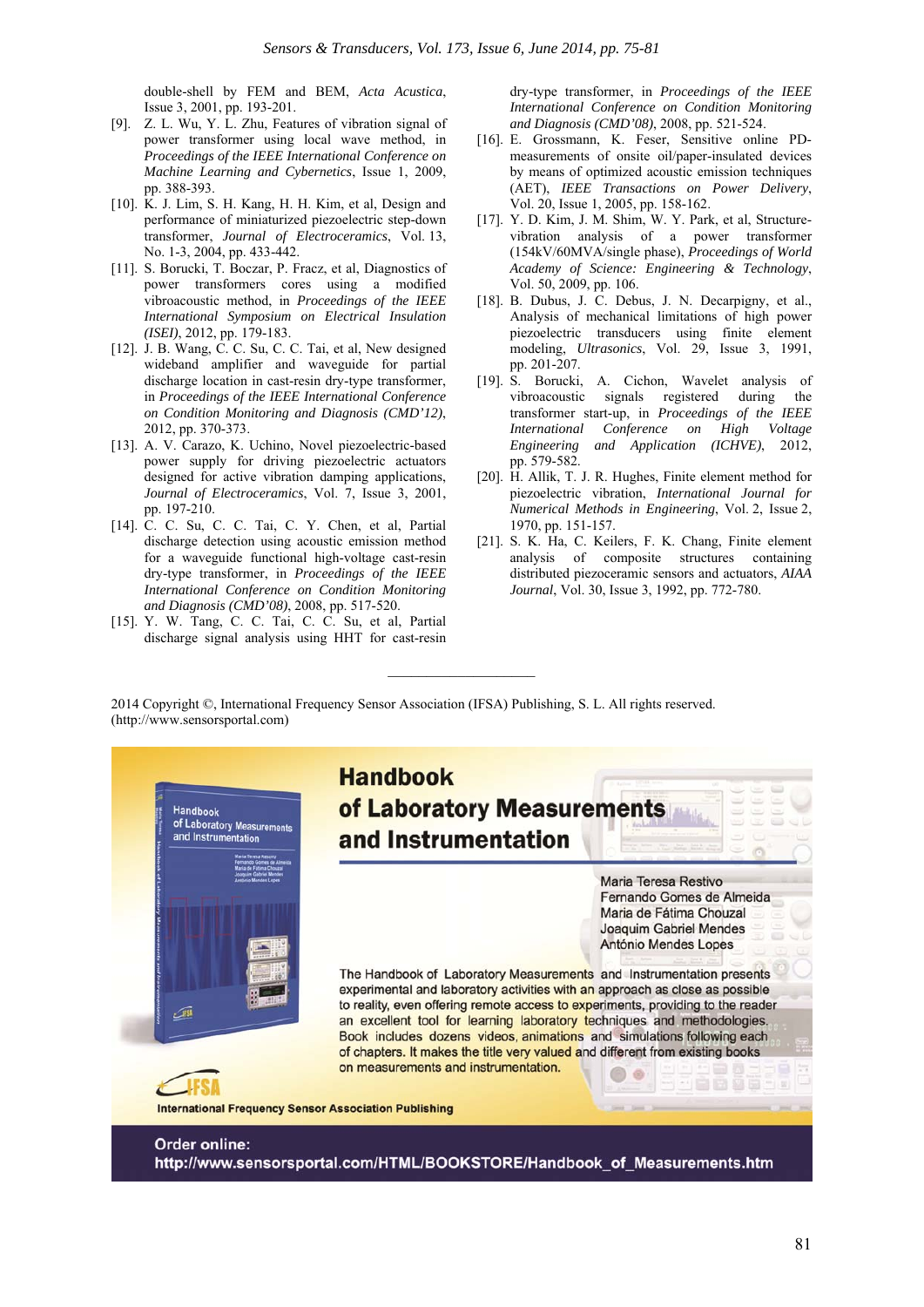double-shell by FEM and BEM, *Acta Acustica*, Issue 3, 2001, pp. 193-201.

[9]. Z. L. Wu, Y. L. Zhu, Features of vibration signal of power transformer using local wave method, in *Proceedings of the IEEE International Conference on Machine Learning and Cybernetics*, Issue 1, 2009, pp. 388-393.

[10]. K. J. Lim, S. H. Kang, H. H. Kim, et al, Design and performance of miniaturized piezoelectric step-down transformer, *Journal of Electroceramics*, Vol. 13, No. 1-3, 2004, pp. 433-442.

[11]. S. Borucki, T. Boczar, P. Fracz, et al, Diagnostics of power transformers cores using a modified vibroacoustic method, in *Proceedings of the IEEE International Symposium on Electrical Insulation (ISEI)*, 2012, pp. 179-183.

[12]. J. B. Wang, C. C. Su, C. C. Tai, et al, New designed wideband amplifier and waveguide for partial discharge location in cast-resin dry-type transformer, in *Proceedings of the IEEE International Conference on Condition Monitoring and Diagnosis (CMD'12)*, 2012, pp. 370-373.

[13]. A. V. Carazo, K. Uchino, Novel piezoelectric-based power supply for driving piezoelectric actuators designed for active vibration damping applications, *Journal of Electroceramics*, Vol. 7, Issue 3, 2001, pp. 197-210.

[14]. C. C. Su, C. C. Tai, C. Y. Chen, et al, Partial discharge detection using acoustic emission method for a waveguide functional high-voltage cast-resin dry-type transformer, in *Proceedings of the IEEE International Conference on Condition Monitoring and Diagnosis (CMD'08)*, 2008, pp. 517-520.

[15]. Y. W. Tang, C. C. Tai, C. C. Su, et al, Partial discharge signal analysis using HHT for cast-resin dry-type transformer, in *Proceedings of the IEEE International Conference on Condition Monitoring and Diagnosis (CMD'08)*, 2008, pp. 521-524.

[16]. E. Grossmann, K. Feser, Sensitive online PD-measurements of onsite oil/paper-insulated devices by means of optimized acoustic emission techniques (AET), *IEEE Transactions on Power Delivery*, Vol. 20, Issue 1, 2005, pp. 158-162.

[17]. Y. D. Kim, J. M. Shim, W. Y. Park, et al, Structure-vibration analysis of a power transformer (154kV/60MVA/single phase), *Proceedings of World Academy of Science: Engineering & Technology*, Vol. 50, 2009, pp. 106.

[18]. B. Dubus, J. C. Debus, H. Decarpigny, et al., Analysis of mechanical limitations of high power piezoelectric transducers using finite element modeling, *Ultrasonics*, Vol. 29, Issue 3, 1991, pp. 201-207.

[19]. S. Borucki, A. Cichon, Wavelet analysis of vibroacoustic signals registered during the transformer start-up, in *Proceedings of the IEEE International Conference on High Voltage Engineering and Application (ICHVE)*, 2012, pp. 579-582.

[20]. H. Allik, T. J. R. Hughes, Finite element method for piezoelectric vibration, *International Journal for Numerical Methods in Engineering*, Vol. 2, Issue 2, 1970, pp. 151-157.

[21]. S. K. Ha, C. Keilers, F. K. Chang, Finite element analysis of composite structures containing distributed piezoceramic sensors and actuators, *AIAA Journal*, Vol. 30, Issue 3, 1992, pp. 772-780.

---

2014 Copyright ©, International Frequency Sensor Association (IFSA) Publishing, S. L. All rights reserved. (http://www.sensorsportal.com)

# Handbook of Laboratory Measurements and Instrumentation

Maria Teresa Restivo
Fernando Gomes de Almeida
Maria de Fátima Chouzal
Joaquim Gabriel Mendes
António Mendes Lopes

The Handbook of Laboratory Measurements and Instrumentation presents experimental and laboratory activities with an approach as close as possible to reality, even offering remote access to experiments, providing to the reader an excellent tool for learning laboratory techniques and methodologies. Book includes dozens videos, animations and simulations following each of chapters. It makes the title very valued and different from existing books on measurements and instrumentation.

International Frequency Sensor Association Publishing

**Order online:**
**http://www.sensorsportal.com/HTML/BOOKSTORE/Handbook_of_Measurements.htm**